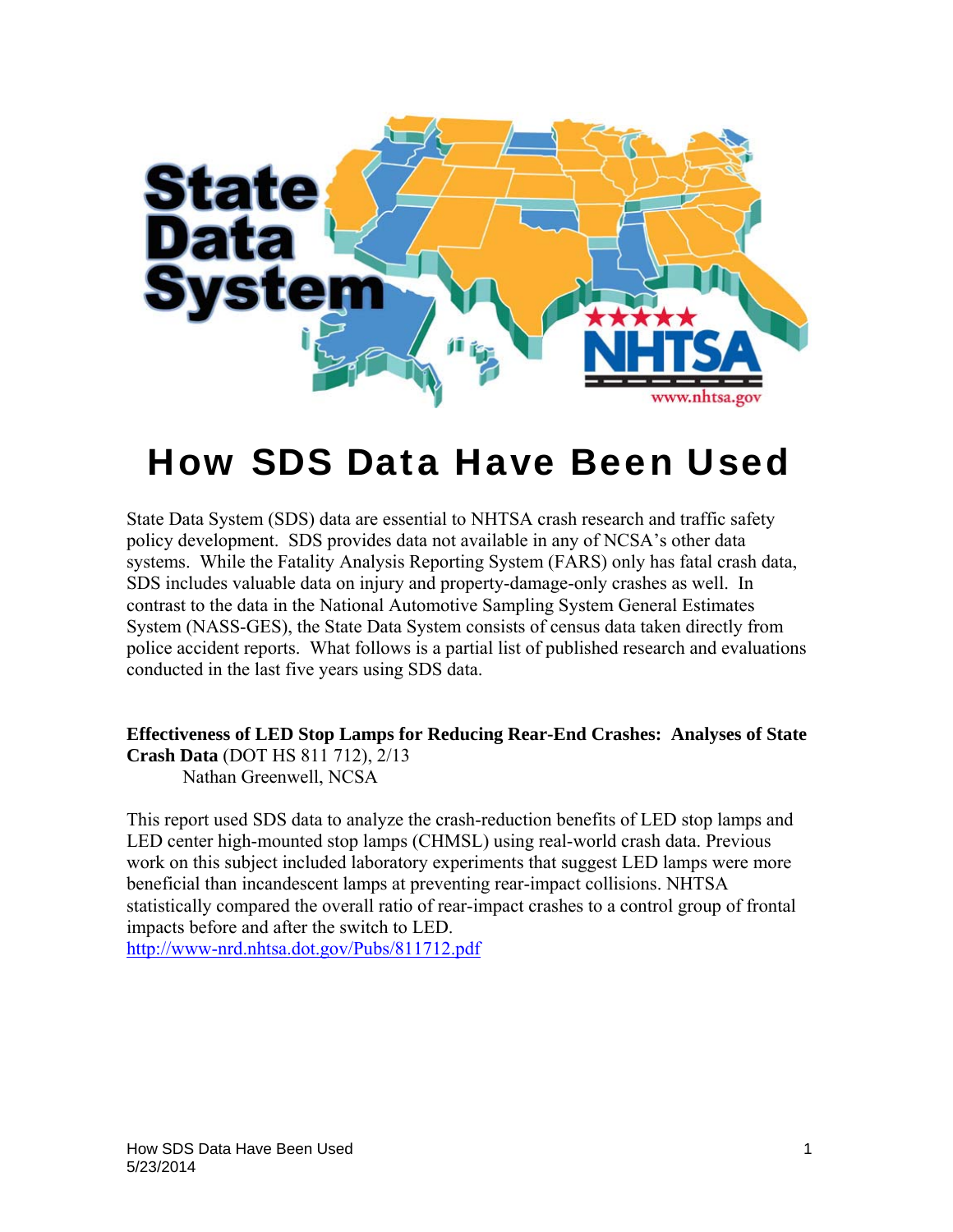# How SDS Data Have Been Used

State Data System (SDS) data are essential to NHTSA crash research and traffic safety policy development. SDS provides data not available in any of NCSA's other data systems. While the Fatality Analysis Reporting System (FARS) only has fatal crash data, SDS includes valuable data on injury and property-damage-only crashes as well. In contrast to the data in the National Automotive Sampling System General Estimates System (NASS-GES), the State Data System consists of census data taken directly from police accident reports. What follows is a partial list of published research and evaluations conducted in the last five years using SDS data.

**Effectiveness of LED Stop Lamps for Reducing Rear-End Crashes: Analyses of State Crash Data** (DOT HS 811 712), 2/13
Nathan Greenwell, NCSA

This report used SDS data to analyze the crash-reduction benefits of LED stop lamps and LED center high-mounted stop lamps (CHMSL) using real-world crash data. Previous work on this subject included laboratory experiments that suggest LED lamps were more beneficial than incandescent lamps at preventing rear-impact collisions. NHTSA statistically compared the overall ratio of rear-impact crashes to a control group of frontal impacts before and after the switch to LED.
http://www-nrd.nhtsa.dot.gov/Pubs/811712.pdf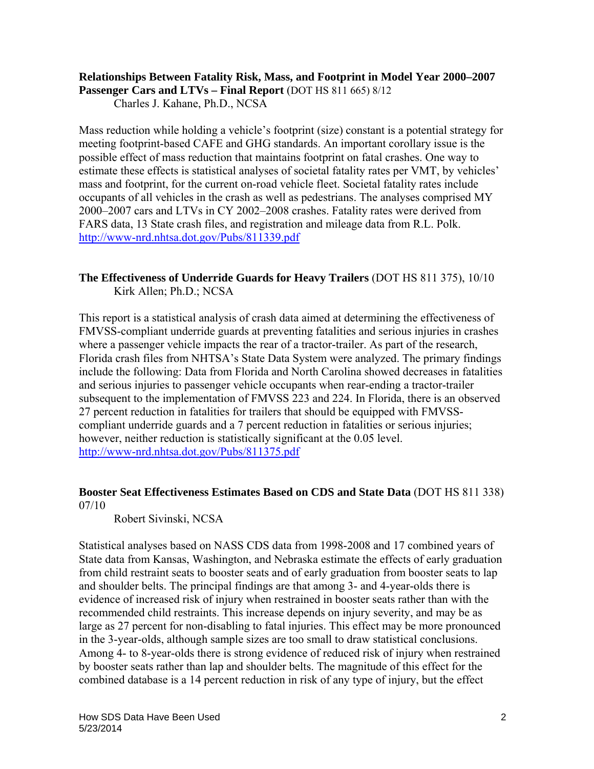**Relationships Between Fatality Risk, Mass, and Footprint in Model Year 2000–2007 Passenger Cars and LTVs – Final Report** (DOT HS 811 665) 8/12
Charles J. Kahane, Ph.D., NCSA

Mass reduction while holding a vehicle's footprint (size) constant is a potential strategy for meeting footprint-based CAFE and GHG standards. An important corollary issue is the possible effect of mass reduction that maintains footprint on fatal crashes. One way to estimate these effects is statistical analyses of societal fatality rates per VMT, by vehicles' mass and footprint, for the current on-road vehicle fleet. Societal fatality rates include occupants of all vehicles in the crash as well as pedestrians. The analyses comprised MY 2000–2007 cars and LTVs in CY 2002–2008 crashes. Fatality rates were derived from FARS data, 13 State crash files, and registration and mileage data from R.L. Polk.
http://www-nrd.nhtsa.dot.gov/Pubs/811339.pdf

**The Effectiveness of Underride Guards for Heavy Trailers** (DOT HS 811 375), 10/10
Kirk Allen; Ph.D.; NCSA

This report is a statistical analysis of crash data aimed at determining the effectiveness of FMVSS-compliant underride guards at preventing fatalities and serious injuries in crashes where a passenger vehicle impacts the rear of a tractor-trailer. As part of the research, Florida crash files from NHTSA's State Data System were analyzed. The primary findings include the following: Data from Florida and North Carolina showed decreases in fatalities and serious injuries to passenger vehicle occupants when rear-ending a tractor-trailer subsequent to the implementation of FMVSS 223 and 224. In Florida, there is an observed 27 percent reduction in fatalities for trailers that should be equipped with FMVSS-compliant underride guards and a 7 percent reduction in fatalities or serious injuries; however, neither reduction is statistically significant at the 0.05 level.
http://www-nrd.nhtsa.dot.gov/Pubs/811375.pdf

**Booster Seat Effectiveness Estimates Based on CDS and State Data** (DOT HS 811 338) 07/10
Robert Sivinski, NCSA

Statistical analyses based on NASS CDS data from 1998-2008 and 17 combined years of State data from Kansas, Washington, and Nebraska estimate the effects of early graduation from child restraint seats to booster seats and of early graduation from booster seats to lap and shoulder belts. The principal findings are that among 3- and 4-year-olds there is evidence of increased risk of injury when restrained in booster seats rather than with the recommended child restraints. This increase depends on injury severity, and may be as large as 27 percent for non-disabling to fatal injuries. This effect may be more pronounced in the 3-year-olds, although sample sizes are too small to draw statistical conclusions. Among 4- to 8-year-olds there is strong evidence of reduced risk of injury when restrained by booster seats rather than lap and shoulder belts. The magnitude of this effect for the combined database is a 14 percent reduction in risk of any type of injury, but the effect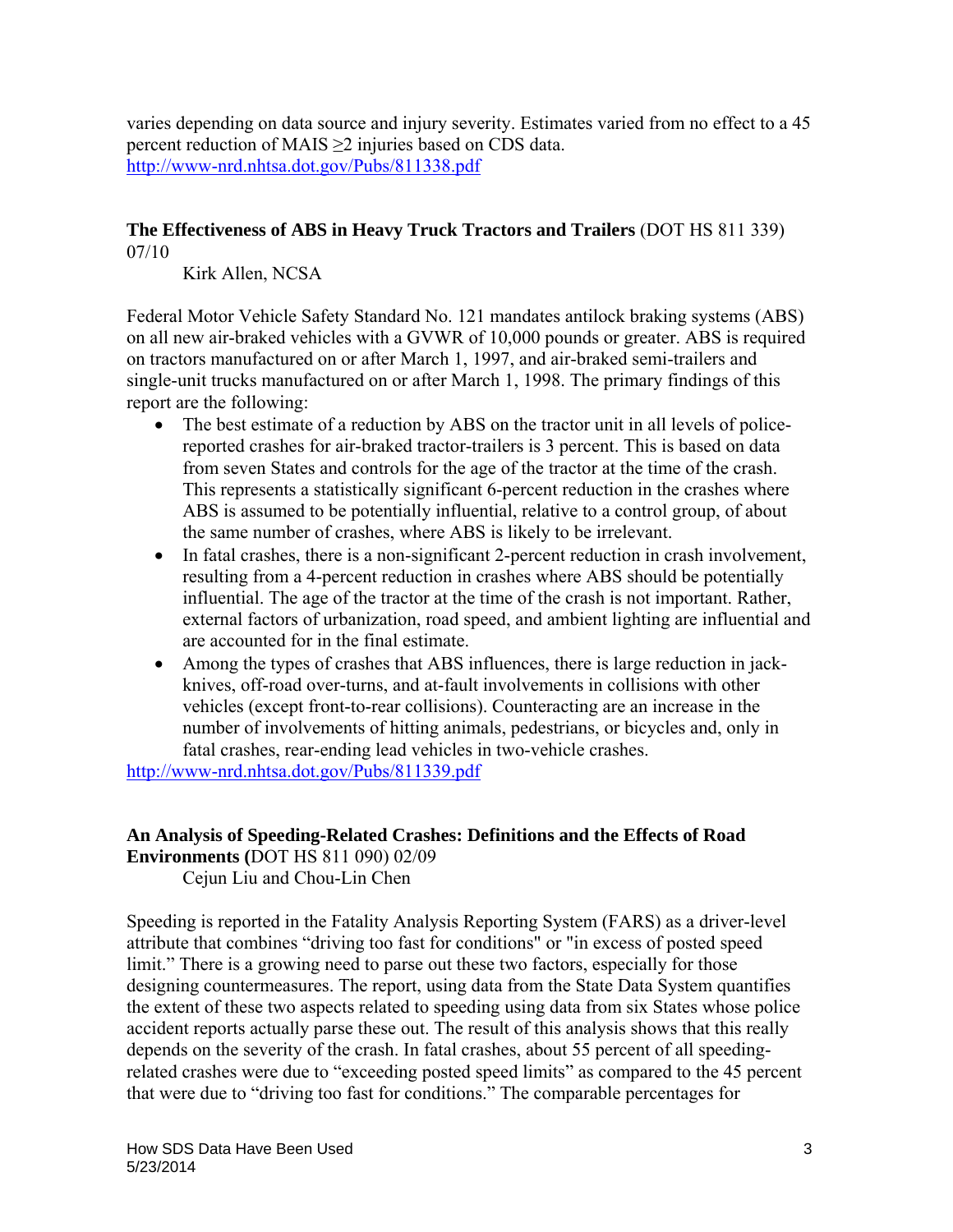varies depending on data source and injury severity. Estimates varied from no effect to a 45 percent reduction of MAIS $\geq 2$ injuries based on CDS data.
http://www-nrd.nhtsa.dot.gov/Pubs/811338.pdf

**The Effectiveness of ABS in Heavy Truck Tractors and Trailers** (DOT HS 811 339) 07/10

Kirk Allen, NCSA

Federal Motor Vehicle Safety Standard No. 121 mandates antilock braking systems (ABS) on all new air-braked vehicles with a GVWR of 10,000 pounds or greater. ABS is required on tractors manufactured on or after March 1, 1997, and air-braked semi-trailers and single-unit trucks manufactured on or after March 1, 1998. The primary findings of this report are the following:

- The best estimate of a reduction by ABS on the tractor unit in all levels of police-reported crashes for air-braked tractor-trailers is 3 percent. This is based on data from seven States and controls for the age of the tractor at the time of the crash. This represents a statistically significant 6-percent reduction in the crashes where ABS is assumed to be potentially influential, relative to a control group, of about the same number of crashes, where ABS is likely to be irrelevant.
- In fatal crashes, there is a non-significant 2-percent reduction in crash involvement, resulting from a 4-percent reduction in crashes where ABS should be potentially influential. The age of the tractor at the time of the crash is not important. Rather, external factors of urbanization, road speed, and ambient lighting are influential and are accounted for in the final estimate.
- Among the types of crashes that ABS influences, there is large reduction in jack-knives, off-road over-turns, and at-fault involvements in collisions with other vehicles (except front-to-rear collisions). Counteracting are an increase in the number of involvements of hitting animals, pedestrians, or bicycles and, only in fatal crashes, rear-ending lead vehicles in two-vehicle crashes.

http://www-nrd.nhtsa.dot.gov/Pubs/811339.pdf

**An Analysis of Speeding-Related Crashes: Definitions and the Effects of Road Environments (**DOT HS 811 090) 02/09

Cejun Liu and Chou-Lin Chen

Speeding is reported in the Fatality Analysis Reporting System (FARS) as a driver-level attribute that combines "driving too fast for conditions" or "in excess of posted speed limit." There is a growing need to parse out these two factors, especially for those designing countermeasures. The report, using data from the State Data System quantifies the extent of these two aspects related to speeding using data from six States whose police accident reports actually parse these out. The result of this analysis shows that this really depends on the severity of the crash. In fatal crashes, about 55 percent of all speeding-related crashes were due to "exceeding posted speed limits" as compared to the 45 percent that were due to "driving too fast for conditions." The comparable percentages for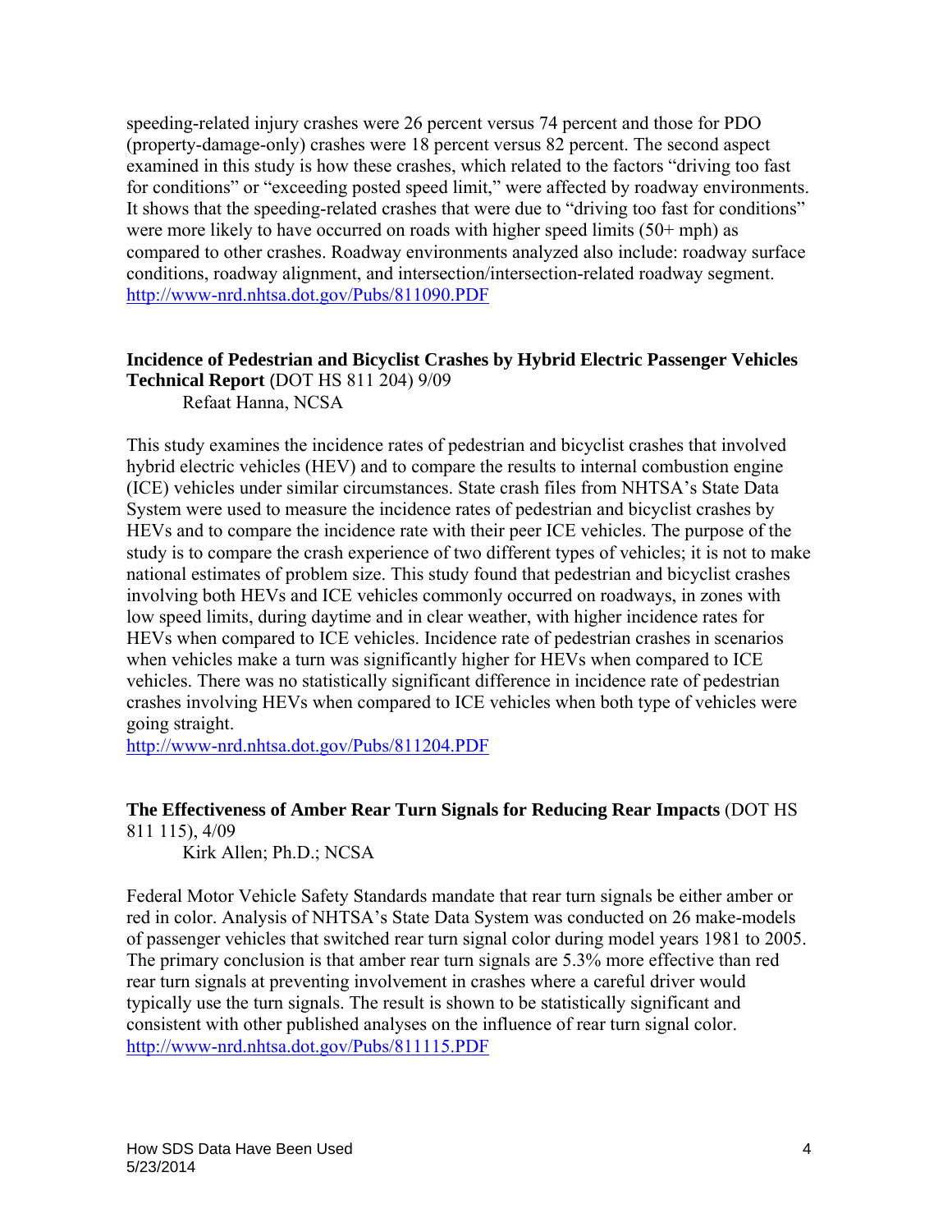speeding-related injury crashes were 26 percent versus 74 percent and those for PDO (property-damage-only) crashes were 18 percent versus 82 percent. The second aspect examined in this study is how these crashes, which related to the factors "driving too fast for conditions" or "exceeding posted speed limit," were affected by roadway environments. It shows that the speeding-related crashes that were due to "driving too fast for conditions" were more likely to have occurred on roads with higher speed limits (50+ mph) as compared to other crashes. Roadway environments analyzed also include: roadway surface conditions, roadway alignment, and intersection/intersection-related roadway segment.
http://www-nrd.nhtsa.dot.gov/Pubs/811090.PDF

**Incidence of Pedestrian and Bicyclist Crashes by Hybrid Electric Passenger Vehicles Technical Report** (DOT HS 811 204) 9/09
Refaat Hanna, NCSA

This study examines the incidence rates of pedestrian and bicyclist crashes that involved hybrid electric vehicles (HEV) and to compare the results to internal combustion engine (ICE) vehicles under similar circumstances. State crash files from NHTSA's State Data System were used to measure the incidence rates of pedestrian and bicyclist crashes by HEVs and to compare the incidence rate with their peer ICE vehicles. The purpose of the study is to compare the crash experience of two different types of vehicles; it is not to make national estimates of problem size. This study found that pedestrian and bicyclist crashes involving both HEVs and ICE vehicles commonly occurred on roadways, in zones with low speed limits, during daytime and in clear weather, with higher incidence rates for HEVs when compared to ICE vehicles. Incidence rate of pedestrian crashes in scenarios when vehicles make a turn was significantly higher for HEVs when compared to ICE vehicles. There was no statistically significant difference in incidence rate of pedestrian crashes involving HEVs when compared to ICE vehicles when both type of vehicles were going straight.
http://www-nrd.nhtsa.dot.gov/Pubs/811204.PDF

**The Effectiveness of Amber Rear Turn Signals for Reducing Rear Impacts** (DOT HS 811 115), 4/09
Kirk Allen; Ph.D.; NCSA

Federal Motor Vehicle Safety Standards mandate that rear turn signals be either amber or red in color. Analysis of NHTSA's State Data System was conducted on 26 make-models of passenger vehicles that switched rear turn signal color during model years 1981 to 2005. The primary conclusion is that amber rear turn signals are 5.3% more effective than red rear turn signals at preventing involvement in crashes where a careful driver would typically use the turn signals. The result is shown to be statistically significant and consistent with other published analyses on the influence of rear turn signal color.
http://www-nrd.nhtsa.dot.gov/Pubs/811115.PDF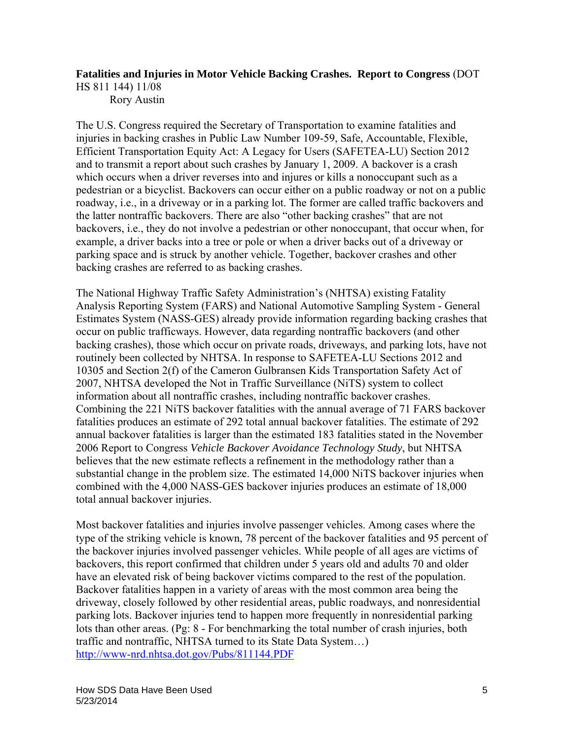**Fatalities and Injuries in Motor Vehicle Backing Crashes. Report to Congress** (DOT HS 811 144) 11/08
Rory Austin

The U.S. Congress required the Secretary of Transportation to examine fatalities and injuries in backing crashes in Public Law Number 109-59, Safe, Accountable, Flexible, Efficient Transportation Equity Act: A Legacy for Users (SAFETEA-LU) Section 2012 and to transmit a report about such crashes by January 1, 2009. A backover is a crash which occurs when a driver reverses into and injures or kills a nonoccupant such as a pedestrian or a bicyclist. Backovers can occur either on a public roadway or not on a public roadway, i.e., in a driveway or in a parking lot. The former are called traffic backovers and the latter nontraffic backovers. There are also "other backing crashes" that are not backovers, i.e., they do not involve a pedestrian or other nonoccupant, that occur when, for example, a driver backs into a tree or pole or when a driver backs out of a driveway or parking space and is struck by another vehicle. Together, backover crashes and other backing crashes are referred to as backing crashes.

The National Highway Traffic Safety Administration's (NHTSA) existing Fatality Analysis Reporting System (FARS) and National Automotive Sampling System - General Estimates System (NASS-GES) already provide information regarding backing crashes that occur on public trafficways. However, data regarding nontraffic backovers (and other backing crashes), those which occur on private roads, driveways, and parking lots, have not routinely been collected by NHTSA. In response to SAFETEA-LU Sections 2012 and 10305 and Section 2(f) of the Cameron Gulbransen Kids Transportation Safety Act of 2007, NHTSA developed the Not in Traffic Surveillance (NiTS) system to collect information about all nontraffic crashes, including nontraffic backover crashes. Combining the 221 NiTS backover fatalities with the annual average of 71 FARS backover fatalities produces an estimate of 292 total annual backover fatalities. The estimate of 292 annual backover fatalities is larger than the estimated 183 fatalities stated in the November 2006 Report to Congress *Vehicle Backover Avoidance Technology Study*, but NHTSA believes that the new estimate reflects a refinement in the methodology rather than a substantial change in the problem size. The estimated 14,000 NiTS backover injuries when combined with the 4,000 NASS-GES backover injuries produces an estimate of 18,000 total annual backover injuries.

Most backover fatalities and injuries involve passenger vehicles. Among cases where the type of the striking vehicle is known, 78 percent of the backover fatalities and 95 percent of the backover injuries involved passenger vehicles. While people of all ages are victims of backovers, this report confirmed that children under 5 years old and adults 70 and older have an elevated risk of being backover victims compared to the rest of the population. Backover fatalities happen in a variety of areas with the most common area being the driveway, closely followed by other residential areas, public roadways, and nonresidential parking lots. Backover injuries tend to happen more frequently in nonresidential parking lots than other areas. (Pg: 8 - For benchmarking the total number of crash injuries, both traffic and nontraffic, NHTSA turned to its State Data System…)
http://www-nrd.nhtsa.dot.gov/Pubs/811144.PDF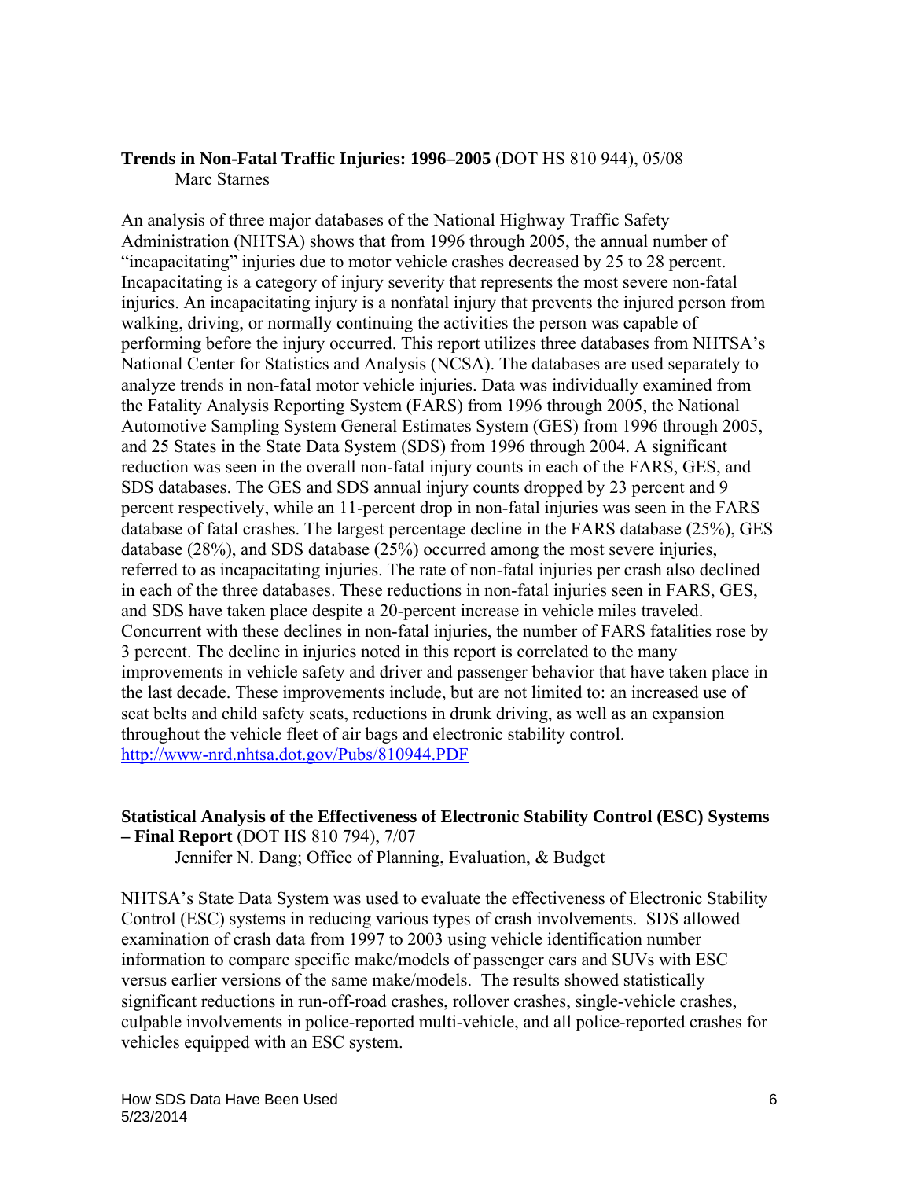**Trends in Non-Fatal Traffic Injuries: 1996–2005** (DOT HS 810 944), 05/08
Marc Starnes

An analysis of three major databases of the National Highway Traffic Safety Administration (NHTSA) shows that from 1996 through 2005, the annual number of "incapacitating" injuries due to motor vehicle crashes decreased by 25 to 28 percent. Incapacitating is a category of injury severity that represents the most severe non-fatal injuries. An incapacitating injury is a nonfatal injury that prevents the injured person from walking, driving, or normally continuing the activities the person was capable of performing before the injury occurred. This report utilizes three databases from NHTSA's National Center for Statistics and Analysis (NCSA). The databases are used separately to analyze trends in non-fatal motor vehicle injuries. Data was individually examined from the Fatality Analysis Reporting System (FARS) from 1996 through 2005, the National Automotive Sampling System General Estimates System (GES) from 1996 through 2005, and 25 States in the State Data System (SDS) from 1996 through 2004. A significant reduction was seen in the overall non-fatal injury counts in each of the FARS, GES, and SDS databases. The GES and SDS annual injury counts dropped by 23 percent and 9 percent respectively, while an 11-percent drop in non-fatal injuries was seen in the FARS database of fatal crashes. The largest percentage decline in the FARS database (25%), GES database (28%), and SDS database (25%) occurred among the most severe injuries, referred to as incapacitating injuries. The rate of non-fatal injuries per crash also declined in each of the three databases. These reductions in non-fatal injuries seen in FARS, GES, and SDS have taken place despite a 20-percent increase in vehicle miles traveled. Concurrent with these declines in non-fatal injuries, the number of FARS fatalities rose by 3 percent. The decline in injuries noted in this report is correlated to the many improvements in vehicle safety and driver and passenger behavior that have taken place in the last decade. These improvements include, but are not limited to: an increased use of seat belts and child safety seats, reductions in drunk driving, as well as an expansion throughout the vehicle fleet of air bags and electronic stability control.
http://www-nrd.nhtsa.dot.gov/Pubs/810944.PDF

**Statistical Analysis of the Effectiveness of Electronic Stability Control (ESC) Systems – Final Report** (DOT HS 810 794), 7/07
Jennifer N. Dang; Office of Planning, Evaluation, & Budget

NHTSA's State Data System was used to evaluate the effectiveness of Electronic Stability Control (ESC) systems in reducing various types of crash involvements. SDS allowed examination of crash data from 1997 to 2003 using vehicle identification number information to compare specific make/models of passenger cars and SUVs with ESC versus earlier versions of the same make/models. The results showed statistically significant reductions in run-off-road crashes, rollover crashes, single-vehicle crashes, culpable involvements in police-reported multi-vehicle, and all police-reported crashes for vehicles equipped with an ESC system.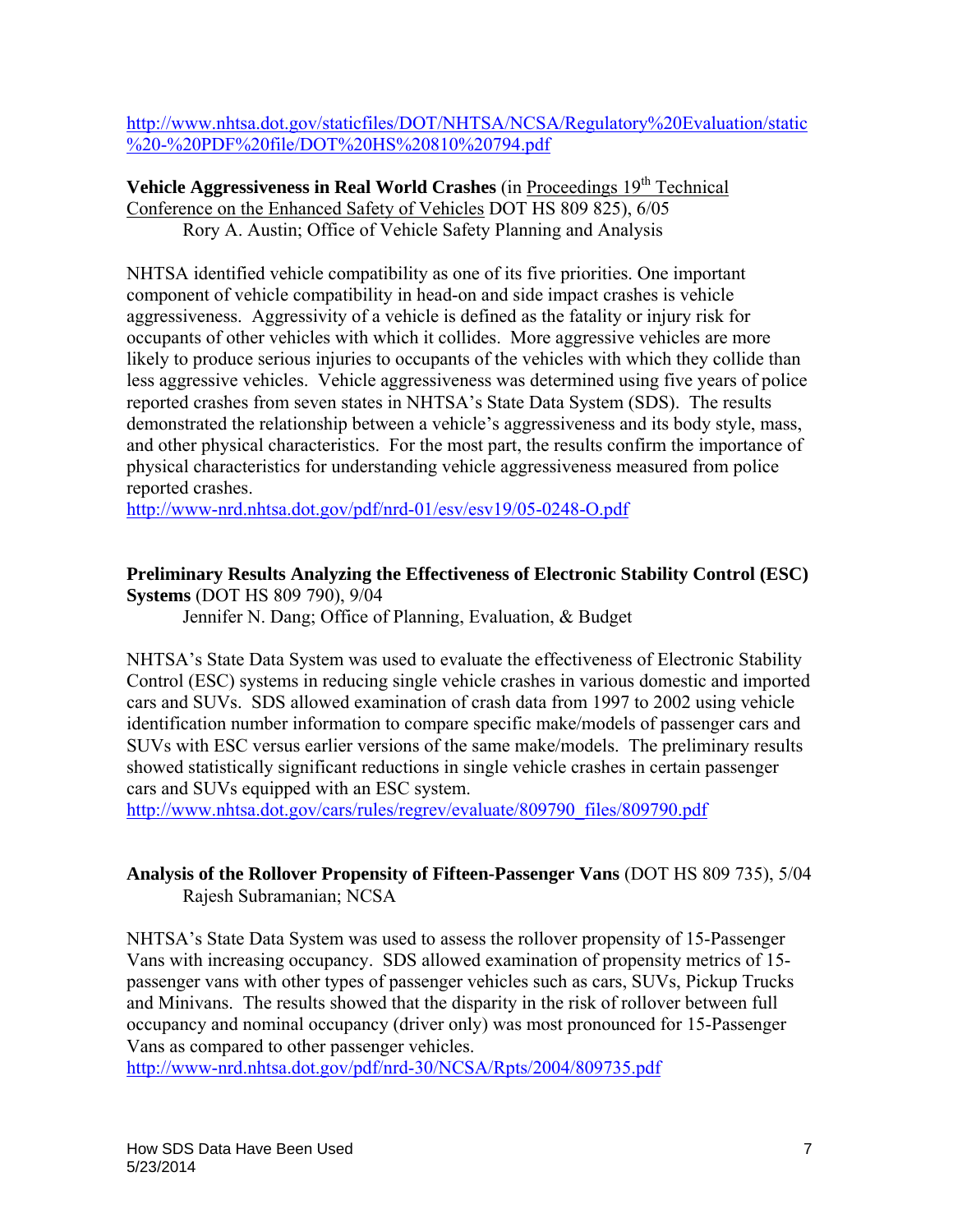http://www.nhtsa.dot.gov/staticfiles/DOT/NHTSA/NCSA/Regulatory%20Evaluation/static%20-%20PDF%20file/DOT%20HS%20810%20794.pdf

**Vehicle Aggressiveness in Real World Crashes** (in Proceedings 19th Technical Conference on the Enhanced Safety of Vehicles DOT HS 809 825), 6/05
Rory A. Austin; Office of Vehicle Safety Planning and Analysis

NHTSA identified vehicle compatibility as one of its five priorities. One important component of vehicle compatibility in head-on and side impact crashes is vehicle aggressiveness. Aggressivity of a vehicle is defined as the fatality or injury risk for occupants of other vehicles with which it collides. More aggressive vehicles are more likely to produce serious injuries to occupants of the vehicles with which they collide than less aggressive vehicles. Vehicle aggressiveness was determined using five years of police reported crashes from seven states in NHTSA's State Data System (SDS). The results demonstrated the relationship between a vehicle's aggressiveness and its body style, mass, and other physical characteristics. For the most part, the results confirm the importance of physical characteristics for understanding vehicle aggressiveness measured from police reported crashes.
http://www-nrd.nhtsa.dot.gov/pdf/nrd-01/esv/esv19/05-0248-O.pdf

**Preliminary Results Analyzing the Effectiveness of Electronic Stability Control (ESC) Systems** (DOT HS 809 790), 9/04
Jennifer N. Dang; Office of Planning, Evaluation, & Budget

NHTSA's State Data System was used to evaluate the effectiveness of Electronic Stability Control (ESC) systems in reducing single vehicle crashes in various domestic and imported cars and SUVs. SDS allowed examination of crash data from 1997 to 2002 using vehicle identification number information to compare specific make/models of passenger cars and SUVs with ESC versus earlier versions of the same make/models. The preliminary results showed statistically significant reductions in single vehicle crashes in certain passenger cars and SUVs equipped with an ESC system.
http://www.nhtsa.dot.gov/cars/rules/regrev/evaluate/809790_files/809790.pdf

**Analysis of the Rollover Propensity of Fifteen-Passenger Vans** (DOT HS 809 735), 5/04
Rajesh Subramanian; NCSA

NHTSA's State Data System was used to assess the rollover propensity of 15-Passenger Vans with increasing occupancy. SDS allowed examination of propensity metrics of 15-passenger vans with other types of passenger vehicles such as cars, SUVs, Pickup Trucks and Minivans. The results showed that the disparity in the risk of rollover between full occupancy and nominal occupancy (driver only) was most pronounced for 15-Passenger Vans as compared to other passenger vehicles.
http://www-nrd.nhtsa.dot.gov/pdf/nrd-30/NCSA/Rpts/2004/809735.pdf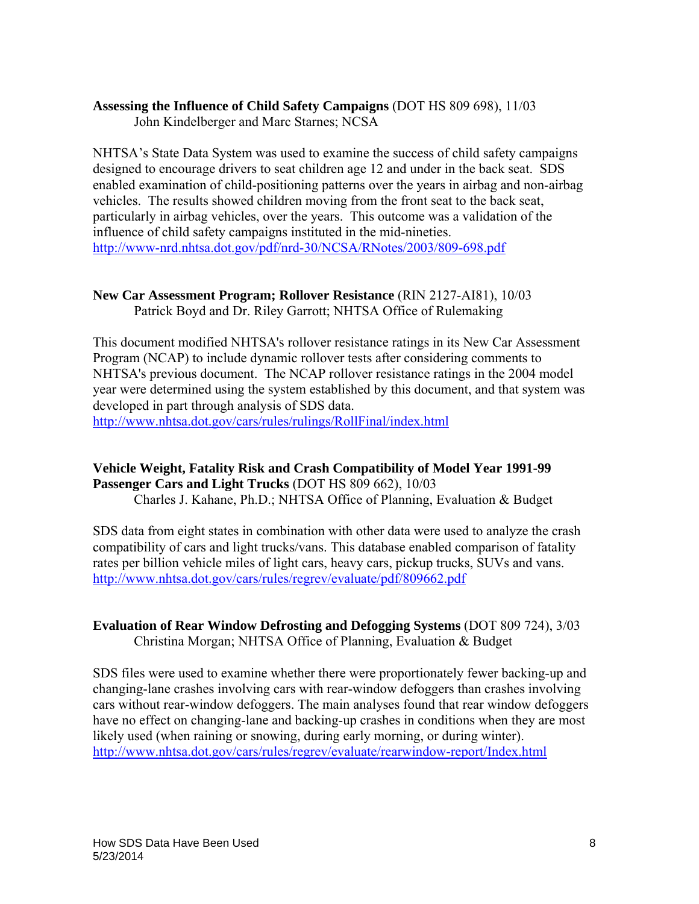**Assessing the Influence of Child Safety Campaigns** (DOT HS 809 698), 11/03
John Kindelberger and Marc Starnes; NCSA

NHTSA's State Data System was used to examine the success of child safety campaigns designed to encourage drivers to seat children age 12 and under in the back seat. SDS enabled examination of child-positioning patterns over the years in airbag and non-airbag vehicles. The results showed children moving from the front seat to the back seat, particularly in airbag vehicles, over the years. This outcome was a validation of the influence of child safety campaigns instituted in the mid-nineties.
http://www-nrd.nhtsa.dot.gov/pdf/nrd-30/NCSA/RNotes/2003/809-698.pdf

**New Car Assessment Program; Rollover Resistance** (RIN 2127-AI81), 10/03
Patrick Boyd and Dr. Riley Garrott; NHTSA Office of Rulemaking

This document modified NHTSA's rollover resistance ratings in its New Car Assessment Program (NCAP) to include dynamic rollover tests after considering comments to NHTSA's previous document. The NCAP rollover resistance ratings in the 2004 model year were determined using the system established by this document, and that system was developed in part through analysis of SDS data.
http://www.nhtsa.dot.gov/cars/rules/rulings/RollFinal/index.html

**Vehicle Weight, Fatality Risk and Crash Compatibility of Model Year 1991-99 Passenger Cars and Light Trucks** (DOT HS 809 662), 10/03
Charles J. Kahane, Ph.D.; NHTSA Office of Planning, Evaluation & Budget

SDS data from eight states in combination with other data were used to analyze the crash compatibility of cars and light trucks/vans. This database enabled comparison of fatality rates per billion vehicle miles of light cars, heavy cars, pickup trucks, SUVs and vans.
http://www.nhtsa.dot.gov/cars/rules/regrev/evaluate/pdf/809662.pdf

**Evaluation of Rear Window Defrosting and Defogging Systems** (DOT 809 724), 3/03
Christina Morgan; NHTSA Office of Planning, Evaluation & Budget

SDS files were used to examine whether there were proportionately fewer backing-up and changing-lane crashes involving cars with rear-window defoggers than crashes involving cars without rear-window defoggers. The main analyses found that rear window defoggers have no effect on changing-lane and backing-up crashes in conditions when they are most likely used (when raining or snowing, during early morning, or during winter).
http://www.nhtsa.dot.gov/cars/rules/regrev/evaluate/rearwindow-report/Index.html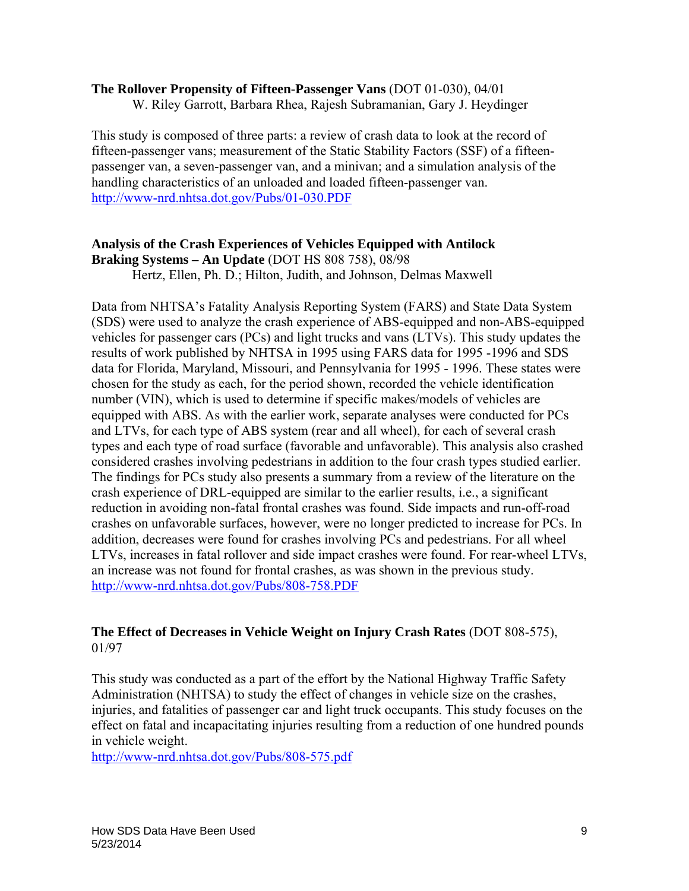**The Rollover Propensity of Fifteen-Passenger Vans** (DOT 01-030), 04/01
W. Riley Garrott, Barbara Rhea, Rajesh Subramanian, Gary J. Heydinger

This study is composed of three parts: a review of crash data to look at the record of fifteen-passenger vans; measurement of the Static Stability Factors (SSF) of a fifteen-passenger van, a seven-passenger van, and a minivan; and a simulation analysis of the handling characteristics of an unloaded and loaded fifteen-passenger van.
http://www-nrd.nhtsa.dot.gov/Pubs/01-030.PDF

**Analysis of the Crash Experiences of Vehicles Equipped with Antilock Braking Systems – An Update** (DOT HS 808 758), 08/98
Hertz, Ellen, Ph. D.; Hilton, Judith, and Johnson, Delmas Maxwell

Data from NHTSA's Fatality Analysis Reporting System (FARS) and State Data System (SDS) were used to analyze the crash experience of ABS-equipped and non-ABS-equipped vehicles for passenger cars (PCs) and light trucks and vans (LTVs). This study updates the results of work published by NHTSA in 1995 using FARS data for 1995 -1996 and SDS data for Florida, Maryland, Missouri, and Pennsylvania for 1995 - 1996. These states were chosen for the study as each, for the period shown, recorded the vehicle identification number (VIN), which is used to determine if specific makes/models of vehicles are equipped with ABS. As with the earlier work, separate analyses were conducted for PCs and LTVs, for each type of ABS system (rear and all wheel), for each of several crash types and each type of road surface (favorable and unfavorable). This analysis also crashed considered crashes involving pedestrians in addition to the four crash types studied earlier. The findings for PCs study also presents a summary from a review of the literature on the crash experience of DRL-equipped are similar to the earlier results, i.e., a significant reduction in avoiding non-fatal frontal crashes was found. Side impacts and run-off-road crashes on unfavorable surfaces, however, were no longer predicted to increase for PCs. In addition, decreases were found for crashes involving PCs and pedestrians. For all wheel LTVs, increases in fatal rollover and side impact crashes were found. For rear-wheel LTVs, an increase was not found for frontal crashes, as was shown in the previous study.
http://www-nrd.nhtsa.dot.gov/Pubs/808-758.PDF

**The Effect of Decreases in Vehicle Weight on Injury Crash Rates** (DOT 808-575), 01/97

This study was conducted as a part of the effort by the National Highway Traffic Safety Administration (NHTSA) to study the effect of changes in vehicle size on the crashes, injuries, and fatalities of passenger car and light truck occupants. This study focuses on the effect on fatal and incapacitating injuries resulting from a reduction of one hundred pounds in vehicle weight.
http://www-nrd.nhtsa.dot.gov/Pubs/808-575.pdf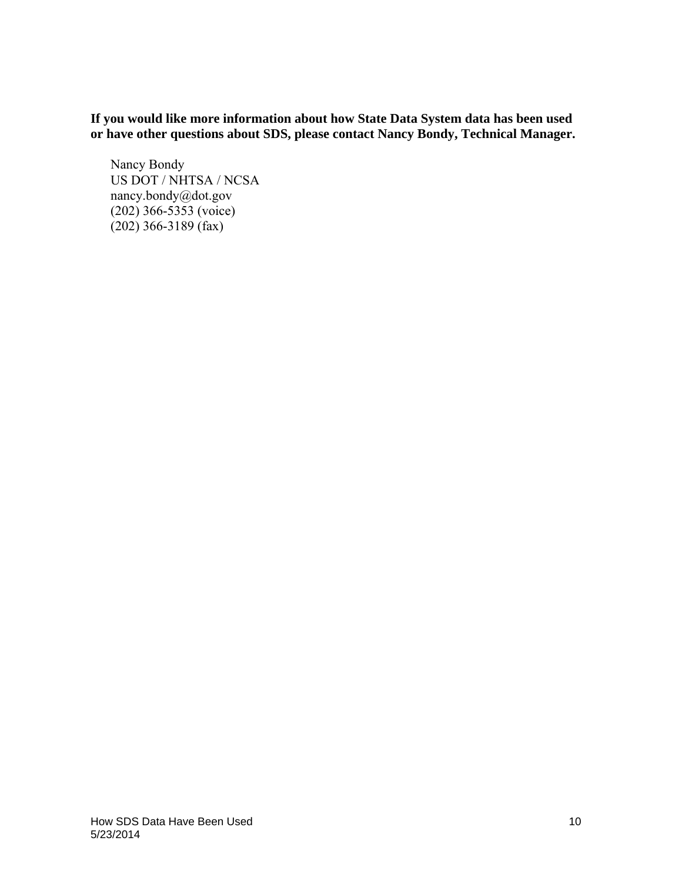**If you would like more information about how State Data System data has been used or have other questions about SDS, please contact Nancy Bondy, Technical Manager.**

Nancy Bondy  
US DOT / NHTSA / NCSA  
nancy.bondy@dot.gov  
(202) 366-5353 (voice)  
(202) 366-3189 (fax)